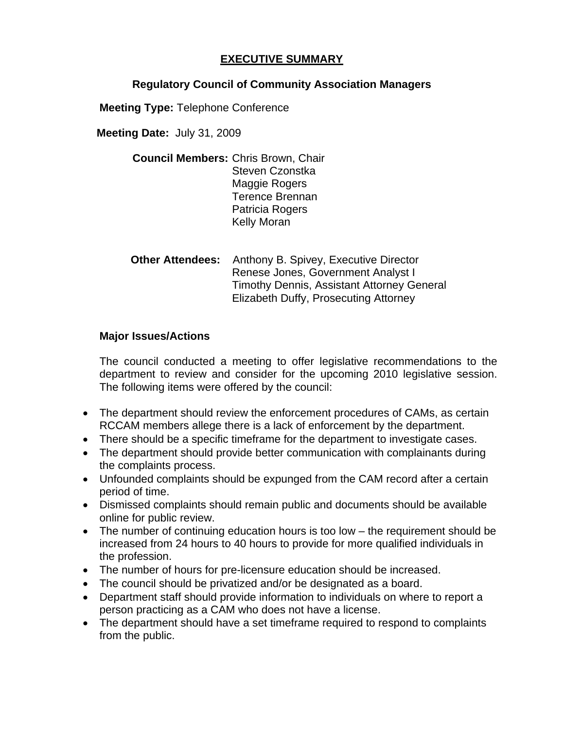# EXECUTIVE SUMMARY

## Regulatory Council of Community Association Managers

**Meeting Type:** Telephone Conference

**Meeting Date:** July 31, 2009

**Council Members:** Chris Brown, Chair
Steven Czonstka
Maggie Rogers
Terence Brennan
Patricia Rogers
Kelly Moran

**Other Attendees:** Anthony B. Spivey, Executive Director
Renese Jones, Government Analyst I
Timothy Dennis, Assistant Attorney General
Elizabeth Duffy, Prosecuting Attorney

**Major Issues/Actions**

The council conducted a meeting to offer legislative recommendations to the department to review and consider for the upcoming 2010 legislative session. The following items were offered by the council:

- The department should review the enforcement procedures of CAMs, as certain RCCAM members allege there is a lack of enforcement by the department.
- There should be a specific timeframe for the department to investigate cases.
- The department should provide better communication with complainants during the complaints process.
- Unfounded complaints should be expunged from the CAM record after a certain period of time.
- Dismissed complaints should remain public and documents should be available online for public review.
- The number of continuing education hours is too low – the requirement should be increased from 24 hours to 40 hours to provide for more qualified individuals in the profession.
- The number of hours for pre-licensure education should be increased.
- The council should be privatized and/or be designated as a board.
- Department staff should provide information to individuals on where to report a person practicing as a CAM who does not have a license.
- The department should have a set timeframe required to respond to complaints from the public.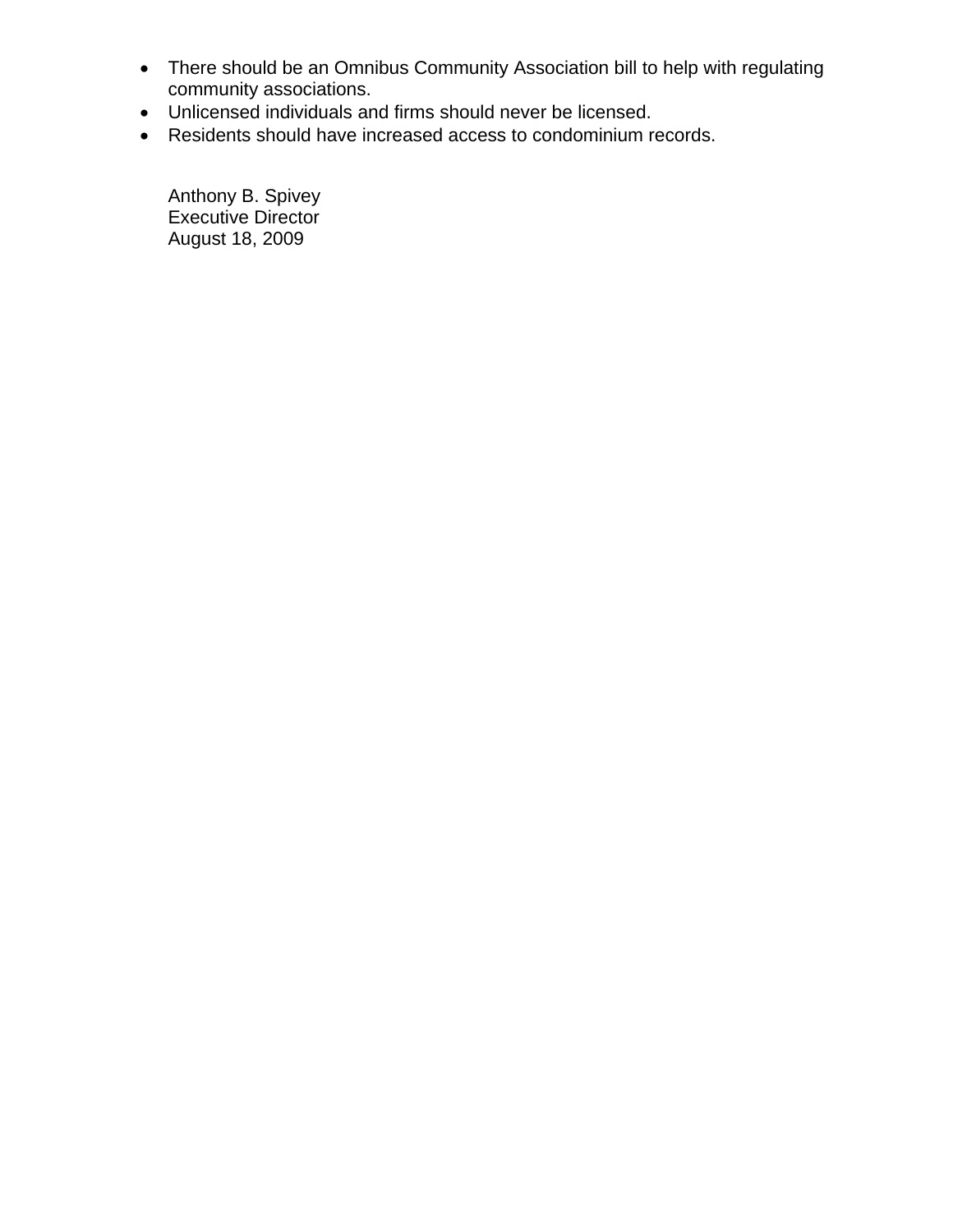- There should be an Omnibus Community Association bill to help with regulating community associations.
- Unlicensed individuals and firms should never be licensed.
- Residents should have increased access to condominium records.

Anthony B. Spivey
Executive Director
August 18, 2009